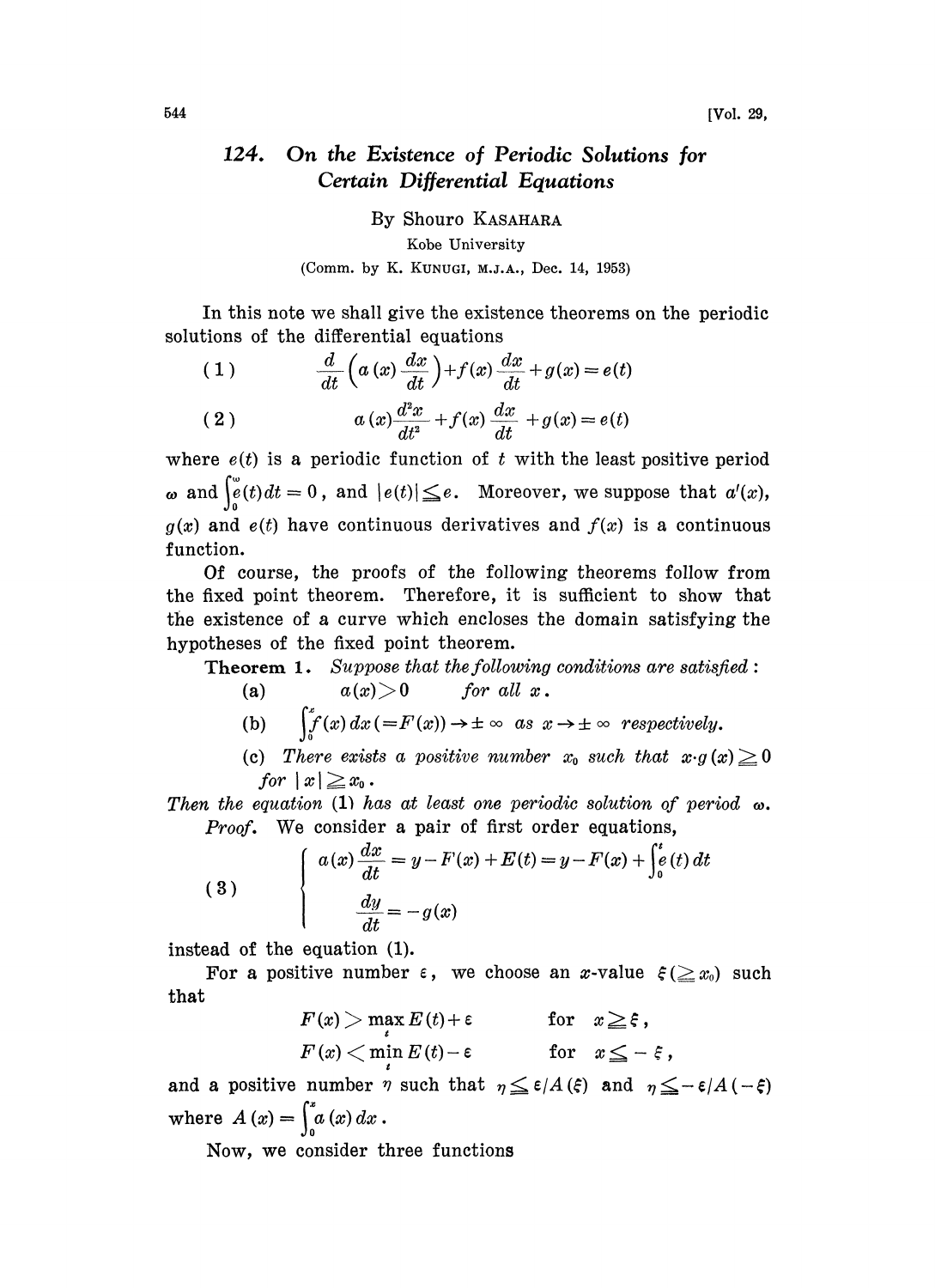# 124. On the Existence of Periodic Solutions for Certain Differential Equations

By Shouro KASAHARA

Kobe University

(Comm. by K. KUNUGI, M.J.A., Dec. 14, 1953)

In this note we shall give the existence theorems on the periodic solutions of the differential equations

$$(1) \qquad \frac{d}{dt}\left(a(x)\frac{dx}{dt}\right)+f(x)\frac{dx}{dt}+g(x)=e(t)$$

$$(2) \qquad a(x)\frac{d^2x}{dt^2}+f(x)\frac{dx}{dt}+g(x)=e(t)$$

where $e(t)$ is a periodic function of $t$ with the least positive period $\omega$ and $\int_0^{\omega}e(t)dt=0$, and $|e(t)|\leqq e$. Moreover, we suppose that $a'(x)$, $g(x)$ and $e(t)$ have continuous derivatives and $f(x)$ is a continuous function.

Of course, the proofs of the following theorems follow from the fixed point theorem. Therefore, it is sufficient to show that the existence of a curve which encloses the domain satisfying the hypotheses of the fixed point theorem.

**Theorem 1.** *Suppose that the following conditions are satisfied:*

(a) $\quad a(x)>0 \qquad$ *for all* $x$.

(b) $\quad \int_0^x f(x)\,dx\,(=F(x))\to\pm\infty$ *as* $x\to\pm\infty$ *respectively.*

(c) *There exists a positive number* $x_0$ *such that* $x\cdot g(x)\geqq 0$ *for* $|x|\geqq x_0$.

*Then the equation* (1) *has at least one periodic solution of period* $\omega$.

*Proof.* We consider a pair of first order equations,

$$(3) \qquad \begin{cases} a(x)\dfrac{dx}{dt}=y-F(x)+E(t)=y-F(x)+\displaystyle\int_0^t e(t)\,dt \\[2mm] \dfrac{dy}{dt}=-g(x) \end{cases}$$

instead of the equation (1).

For a positive number $\varepsilon$, we choose an $x$-value $\xi\,(\geqq x_0)$ such that

$$F(x)>\max_t E(t)+\varepsilon \qquad \text{for} \quad x\geqq\xi,$$

$$F(x)<\min_t E(t)-\varepsilon \qquad \text{for} \quad x\leqq-\xi,$$

and a positive number $\eta$ such that $\eta\leqq\varepsilon/A(\xi)$ and $\eta\leqq-\varepsilon/A(-\xi)$ where $A(x)=\int_0^x a(x)\,dx$.

Now, we consider three functions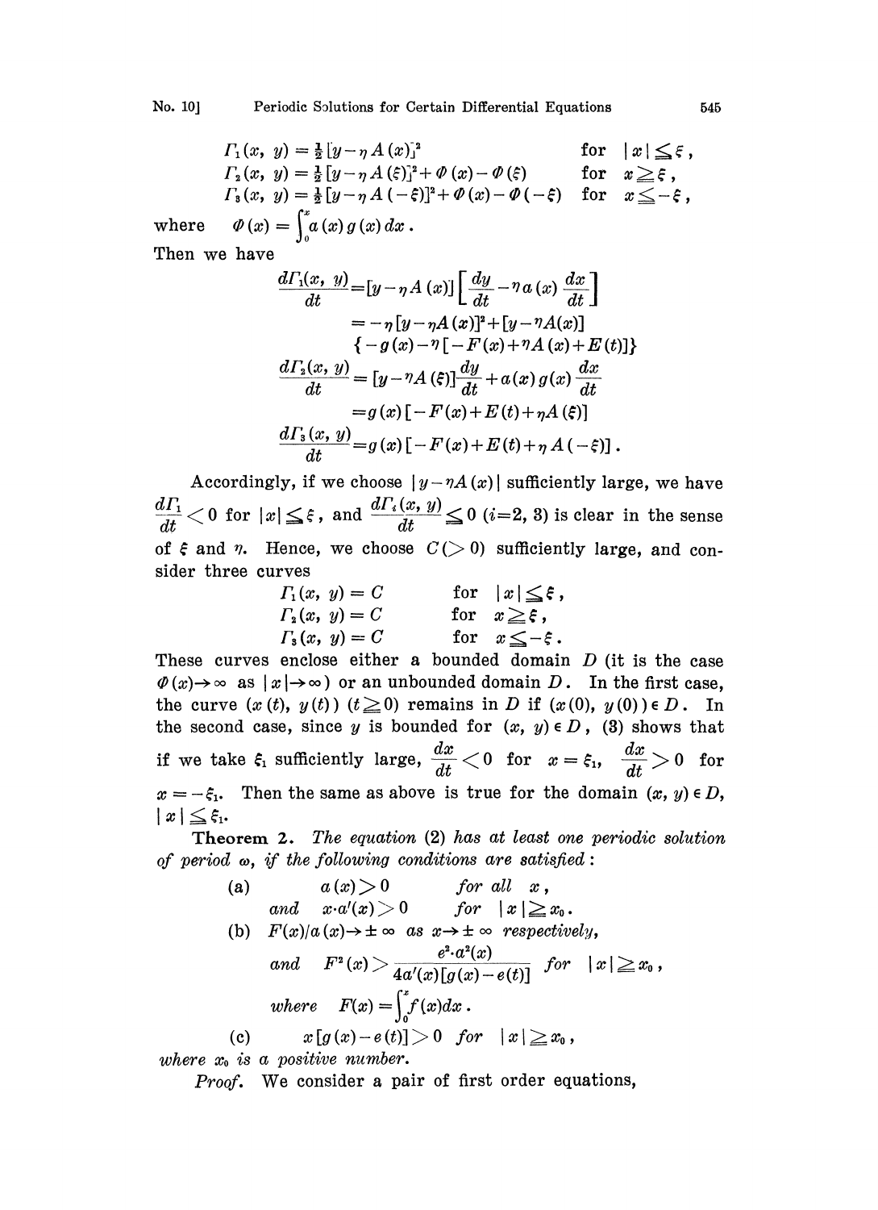$$
\begin{aligned}
&\Gamma_1(x, y) = \tfrac{1}{2}[y-\eta A(x)]^2 && \text{for} \quad |x| \leqq \xi, \\
&\Gamma_2(x, y) = \tfrac{1}{2}[y-\eta A(\xi)]^2 + \Phi(x) - \Phi(\xi) && \text{for} \quad x \geqq \xi, \\
&\Gamma_3(x, y) = \tfrac{1}{2}[y-\eta A(-\xi)]^2 + \Phi(x) - \Phi(-\xi) && \text{for} \quad x \leqq -\xi,
\end{aligned}
$$

where $\Phi(x) = \int_0^x a(x) g(x) dx$.

Then we have

$$
\begin{aligned}
\frac{d\Gamma_1(x, y)}{dt} &= [y-\eta A(x)]\left[\frac{dy}{dt} - \eta a(x)\frac{dx}{dt}\right] \\
&= -\eta[y-\eta A(x)]^2 + [y-\eta A(x)] \\
&\quad \{-g(x) - \eta[-F(x)+\eta A(x)+E(t)]\} \\
\frac{d\Gamma_2(x, y)}{dt} &= [y-\eta A(\xi)]\frac{dy}{dt} + a(x)g(x)\frac{dx}{dt} \\
&= g(x)[-F(x)+E(t)+\eta A(\xi)] \\
\frac{d\Gamma_3(x, y)}{dt} &= g(x)[-F(x)+E(t)+\eta A(-\xi)].
\end{aligned}
$$

Accordingly, if we choose $|y-\eta A(x)|$ sufficiently large, we have $\frac{d\Gamma_1}{dt} < 0$ for $|x| \leqq \xi$, and $\frac{d\Gamma_i(x, y)}{dt} \leqq 0$ $(i=2, 3)$ is clear in the sense of $\xi$ and $\eta$. Hence, we choose $C(>0)$ sufficiently large, and consider three curves

$$
\begin{aligned}
&\Gamma_1(x, y) = C && \text{for} \quad |x| \leqq \xi, \\
&\Gamma_2(x, y) = C && \text{for} \quad x \geqq \xi, \\
&\Gamma_3(x, y) = C && \text{for} \quad x \leqq -\xi.
\end{aligned}
$$

These curves enclose either a bounded domain $D$ (it is the case $\Phi(x) \to \infty$ as $|x| \to \infty$) or an unbounded domain $D$. In the first case, the curve $(x(t), y(t))$ $(t \geqq 0)$ remains in $D$ if $(x(0), y(0)) \in D$. In the second case, since $y$ is bounded for $(x, y) \in D$, (3) shows that if we take $\xi_1$ sufficiently large, $\frac{dx}{dt} < 0$ for $x = \xi_1$, $\frac{dx}{dt} > 0$ for $x = -\xi_1$. Then the same as above is true for the domain $(x, y) \in D$, $|x| \leqq \xi_1$.

**Theorem 2.** *The equation* (2) *has at least one periodic solution of period* $\omega$, *if the following conditions are satisfied*:

(a) $\quad a(x) > 0$ *for all* $x$,
*and* $\quad x \cdot a'(x) > 0$ *for* $|x| \geqq x_0$.

(b) $\quad F(x)/a(x) \to \pm\infty$ *as* $x \to \pm\infty$ *respectively*,

*and* $\quad F^2(x) > \dfrac{e^2 \cdot a^2(x)}{4a'(x)[g(x)-e(t)]}$ *for* $|x| \geqq x_0$,

*where* $\quad F(x) = \int_0^x f(x) dx$.

(c) $\quad x[g(x) - e(t)] > 0$ *for* $|x| \geqq x_0$,

*where* $x_0$ *is a positive number.*

*Proof.* We consider a pair of first order equations,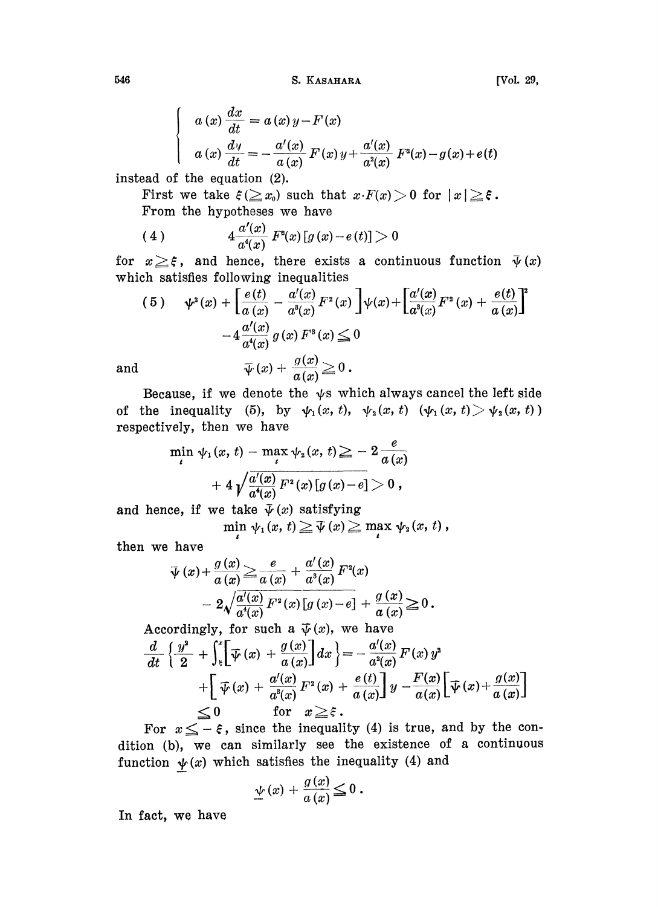$$
\begin{cases}
a(x)\dfrac{dx}{dt} = a(x)y - F(x) \\[2mm]
a(x)\dfrac{dy}{dt} = -\dfrac{a'(x)}{a(x)}F(x)y + \dfrac{a'(x)}{a^2(x)}F^2(x) - g(x) + e(t)
\end{cases}
$$

instead of the equation (2).

First we take $\xi(\geqq x_0)$ such that $x\cdot F(x) > 0$ for $|x| \geqq \xi$.

From the hypotheses we have

$$
(4) \qquad 4\frac{a'(x)}{a^4(x)}F^2(x)[g(x)-e(t)] > 0
$$

for $x \geqq \xi$, and hence, there exists a continuous function $\bar{\psi}(x)$ which satisfies following inequalities

$$
(5) \quad \psi^2(x) + \left[\frac{e(t)}{a(x)} - \frac{a'(x)}{a^3(x)}F^2(x)\right]\psi(x) + \left[\frac{a'(x)}{a^3(x)}F^2(x) + \frac{e(t)}{a(x)}\right]^2 - 4\frac{a'(x)}{a^4(x)}g(x)F^3(x) \leqq 0
$$

and

$$
\bar{\psi}(x) + \frac{g(x)}{a(x)} \geqq 0.
$$

Because, if we denote the $\psi$s which always cancel the left side of the inequality (5), by $\psi_1(x, t)$, $\psi_2(x, t)$ $(\psi_1(x, t) > \psi_2(x, t))$ respectively, then we have

$$
\min_t \psi_1(x, t) - \max_t \psi_2(x, t) \geqq -2\frac{e}{a(x)} + 4\sqrt{\frac{a'(x)}{a^4(x)}F^2(x)[g(x)-e]} > 0,
$$

and hence, if we take $\bar{\psi}(x)$ satisfying

$$
\min_t \psi_1(x, t) \geqq \bar{\psi}(x) \geqq \max_t \psi_2(x, t),
$$

then we have

$$
\bar{\psi}(x) + \frac{g(x)}{a(x)} \geqq \frac{e}{a(x)} + \frac{a'(x)}{a^3(x)}F^2(x) - 2\sqrt{\frac{a'(x)}{a^4(x)}F^2(x)[g(x)-e]} + \frac{g(x)}{a(x)} \geqq 0.
$$

Accordingly, for such a $\bar{\psi}(x)$, we have

$$
\begin{aligned}
\frac{d}{dt}\left\{\frac{y^2}{2} + \int_\xi^x \left[\bar{\psi}(x) + \frac{g(x)}{a(x)}\right]dx\right\} &= -\frac{a'(x)}{a^2(x)}F(x)y^2 \\
&\quad + \left[\bar{\psi}(x) + \frac{a'(x)}{a^3(x)}F^2(x) + \frac{e(t)}{a(x)}\right]y - \frac{F(x)}{a(x)}\left[\bar{\psi}(x) + \frac{g(x)}{a(x)}\right] \\
&\leqq 0 \qquad \text{for} \quad x \geqq \xi.
\end{aligned}
$$

For $x \leqq -\xi$, since the inequality (4) is true, and by the condition (b), we can similarly see the existence of a continuous function $\underline{\psi}(x)$ which satisfies the inequality (4) and

$$
\underline{\psi}(x) + \frac{g(x)}{a(x)} \leqq 0.
$$

In fact, we have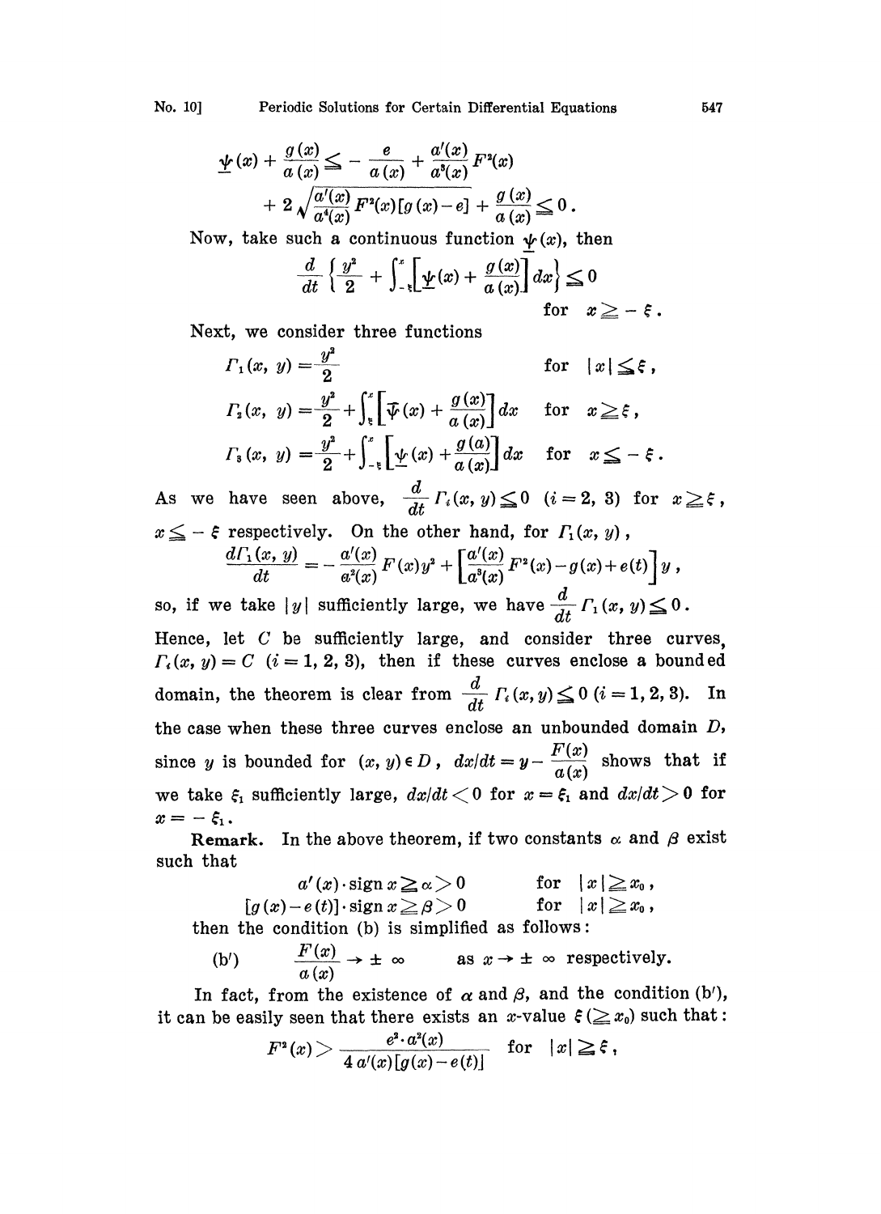$$\underline{\psi}(x) + \frac{g(x)}{a(x)} \leqq -\frac{e}{a(x)} + \frac{a'(x)}{a^3(x)} F^2(x)$$
$$+ 2\sqrt{\frac{a'(x)}{a^4(x)} F^2(x)[g(x) - e]} + \frac{g(x)}{a(x)} \leqq 0 .$$

Now, take such a continuous function $\underline{\psi}(x)$, then

$$\frac{d}{dt}\left\{\frac{y^2}{2} + \int_{-\xi}^{x}\left[\underline{\psi}(x) + \frac{g(x)}{a(x)}\right]dx\right\} \leqq 0 \qquad \text{for} \quad x \geqq -\xi .$$

Next, we consider three functions

$$\Gamma_1(x, y) = \frac{y^2}{2} \qquad \text{for} \quad |x| \leqq \xi ,$$
$$\Gamma_2(x, y) = \frac{y^2}{2} + \int_{\xi}^{x}\left[\overline{\psi}(x) + \frac{g(x)}{a(x)}\right]dx \qquad \text{for} \quad x \geqq \xi ,$$
$$\Gamma_3(x, y) = \frac{y^2}{2} + \int_{-\xi}^{x}\left[\underline{\psi}(x) + \frac{g(a)}{a(x)}\right]dx \qquad \text{for} \quad x \leqq -\xi .$$

As we have seen above, $\frac{d}{dt}\Gamma_i(x, y) \leqq 0$ $(i = 2, 3)$ for $x \geqq \xi$, $x \leqq -\xi$ respectively. On the other hand, for $\Gamma_1(x, y)$,

$$\frac{d\Gamma_1(x, y)}{dt} = -\frac{a'(x)}{a^2(x)} F(x) y^2 + \left[\frac{a'(x)}{a^3(x)} F^2(x) - g(x) + e(t)\right] y ,$$

so, if we take $|y|$ sufficiently large, we have $\frac{d}{dt}\Gamma_1(x, y) \leqq 0$. Hence, let $C$ be sufficiently large, and consider three curves, $\Gamma_i(x, y) = C$ $(i = 1, 2, 3)$, then if these curves enclose a bounded domain, the theorem is clear from $\frac{d}{dt}\Gamma_i(x, y) \leqq 0$ $(i = 1, 2, 3)$. In the case when these three curves enclose an unbounded domain $D$, since $y$ is bounded for $(x, y) \in D$, $dx/dt = y - \frac{F(x)}{a(x)}$ shows that if we take $\xi_1$ sufficiently large, $dx/dt < 0$ for $x = \xi_1$ and $dx/dt > 0$ for $x = -\xi_1$.

**Remark.** In the above theorem, if two constants $\alpha$ and $\beta$ exist such that

$$a'(x) \cdot \text{sign}\, x \geqq \alpha > 0 \qquad \text{for} \quad |x| \geqq x_0 ,$$
$$[g(x) - e(t)] \cdot \text{sign}\, x \geqq \beta > 0 \qquad \text{for} \quad |x| \geqq x_0 ,$$

then the condition (b) is simplified as follows:

(b′) $\qquad \frac{F(x)}{a(x)} \to \pm\infty \qquad$ as $x \to \pm\infty$ respectively.

In fact, from the existence of $\alpha$ and $\beta$, and the condition (b′), it can be easily seen that there exists an $x$-value $\xi\,(\geqq x_0)$ such that:

$$F^2(x) > \frac{e^2 \cdot a^2(x)}{4\,a'(x)[g(x) - e(t)]} \qquad \text{for} \quad |x| \geqq \xi ,$$